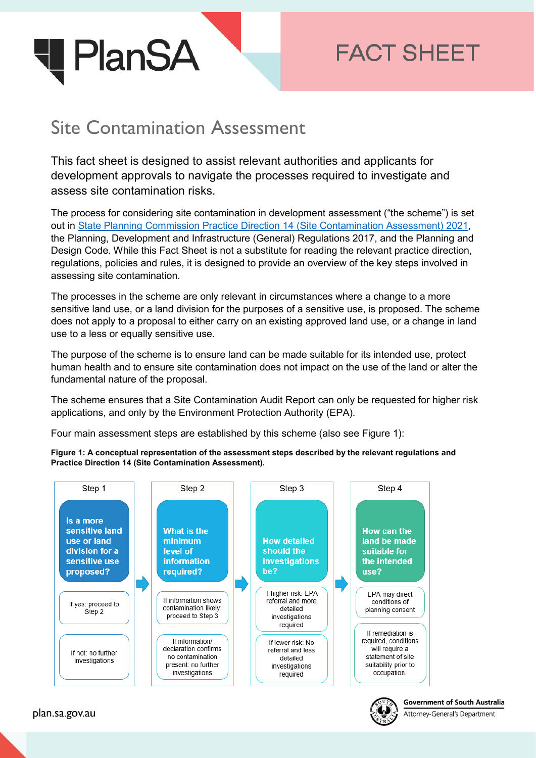# PlanSA

# FACT SHEET

## Site Contamination Assessment

This fact sheet is designed to assist relevant authorities and applicants for development approvals to navigate the processes required to investigate and assess site contamination risks.

The process for considering site contamination in development assessment ("the scheme") is set out in [State Planning Commission Practice Direction 14 (Site Contamination Assessment) 2021](), the Planning, Development and Infrastructure (General) Regulations 2017, and the Planning and Design Code. While this Fact Sheet is not a substitute for reading the relevant practice direction, regulations, policies and rules, it is designed to provide an overview of the key steps involved in assessing site contamination.

The processes in the scheme are only relevant in circumstances where a change to a more sensitive land use, or a land division for the purposes of a sensitive use, is proposed. The scheme does not apply to a proposal to either carry on an existing approved land use, or a change in land use to a less or equally sensitive use.

The purpose of the scheme is to ensure land can be made suitable for its intended use, protect human health and to ensure site contamination does not impact on the use of the land or alter the fundamental nature of the proposal.

The scheme ensures that a Site Contamination Audit Report can only be requested for higher risk applications, and only by the Environment Protection Authority (EPA).

Four main assessment steps are established by this scheme (also see Figure 1):

**Figure 1: A conceptual representation of the assessment steps described by the relevant regulations and Practice Direction 14 (Site Contamination Assessment).**

| Step 1 | Step 2 | Step 3 | Step 4 |
|---|---|---|---|
| **Is a more sensitive land use or land division for a sensitive use proposed?** | **What is the minimum level of information required?** | **How detailed should the investigations be?** | **How can the land be made suitable for the intended use?** |
| If yes: proceed to Step 2 | If information shows contamination likely: proceed to Step 3 | If higher risk: EPA referral and more detailed investigations required | EPA may direct conditions of planning consent |
| If not: no further investigations | If information/ declaration confirms no contamination present: no further investigations | If lower risk: No referral and less detailed investigations required | If remediation is required, conditions will require a statement of site suitability prior to occupation. |

plan.sa.gov.au

Government of South Australia
Attorney-General's Department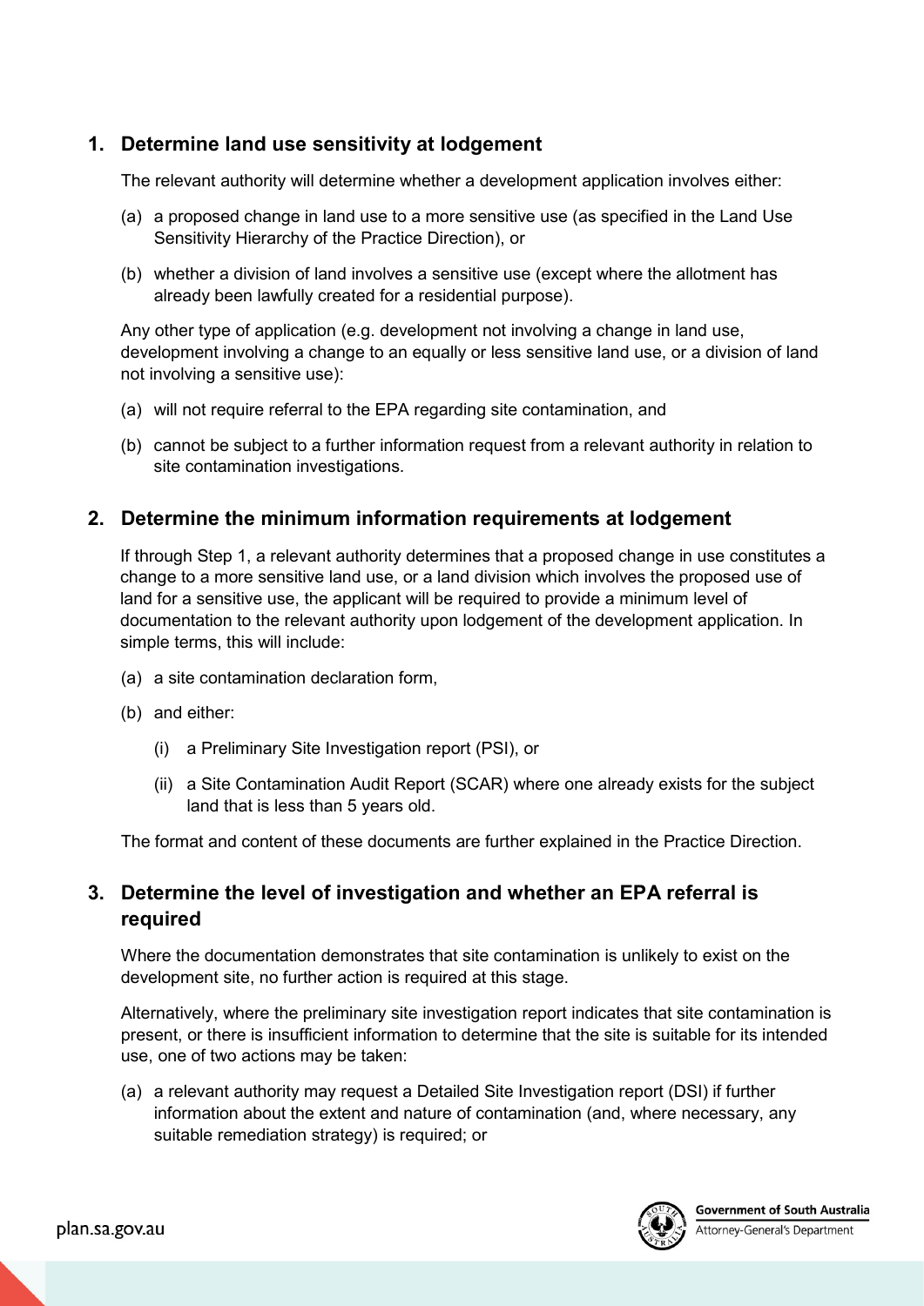## 1. Determine land use sensitivity at lodgement

The relevant authority will determine whether a development application involves either:

(a) a proposed change in land use to a more sensitive use (as specified in the Land Use Sensitivity Hierarchy of the Practice Direction), or

(b) whether a division of land involves a sensitive use (except where the allotment has already been lawfully created for a residential purpose).

Any other type of application (e.g. development not involving a change in land use, development involving a change to an equally or less sensitive land use, or a division of land not involving a sensitive use):

(a) will not require referral to the EPA regarding site contamination, and

(b) cannot be subject to a further information request from a relevant authority in relation to site contamination investigations.

## 2. Determine the minimum information requirements at lodgement

If through Step 1, a relevant authority determines that a proposed change in use constitutes a change to a more sensitive land use, or a land division which involves the proposed use of land for a sensitive use, the applicant will be required to provide a minimum level of documentation to the relevant authority upon lodgement of the development application. In simple terms, this will include:

(a) a site contamination declaration form,

(b) and either:

- (i) a Preliminary Site Investigation report (PSI), or
- (ii) a Site Contamination Audit Report (SCAR) where one already exists for the subject land that is less than 5 years old.

The format and content of these documents are further explained in the Practice Direction.

## 3. Determine the level of investigation and whether an EPA referral is required

Where the documentation demonstrates that site contamination is unlikely to exist on the development site, no further action is required at this stage.

Alternatively, where the preliminary site investigation report indicates that site contamination is present, or there is insufficient information to determine that the site is suitable for its intended use, one of two actions may be taken:

(a) a relevant authority may request a Detailed Site Investigation report (DSI) if further information about the extent and nature of contamination (and, where necessary, any suitable remediation strategy) is required; or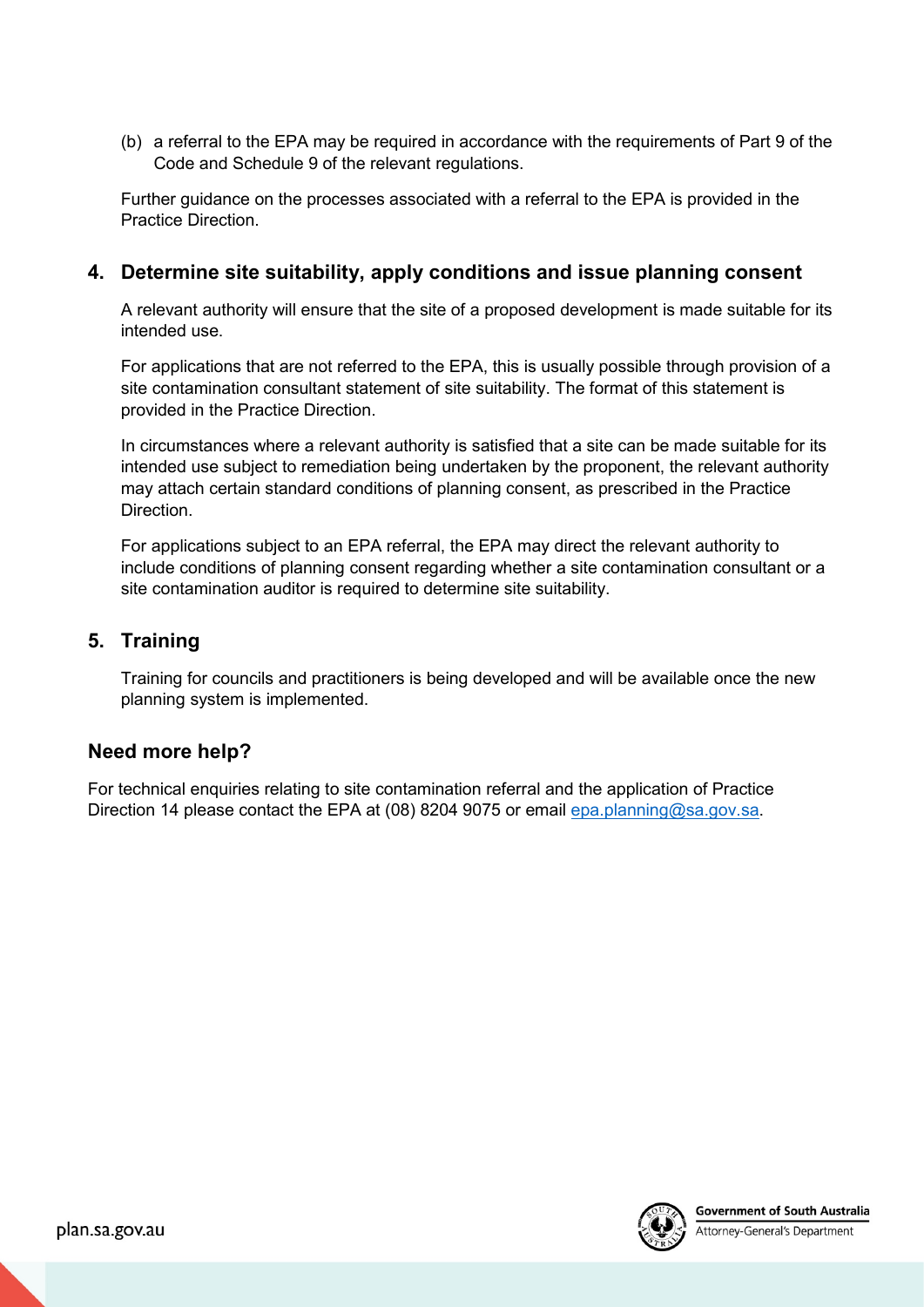(b) a referral to the EPA may be required in accordance with the requirements of Part 9 of the Code and Schedule 9 of the relevant regulations.

Further guidance on the processes associated with a referral to the EPA is provided in the Practice Direction.

## 4. Determine site suitability, apply conditions and issue planning consent

A relevant authority will ensure that the site of a proposed development is made suitable for its intended use.

For applications that are not referred to the EPA, this is usually possible through provision of a site contamination consultant statement of site suitability. The format of this statement is provided in the Practice Direction.

In circumstances where a relevant authority is satisfied that a site can be made suitable for its intended use subject to remediation being undertaken by the proponent, the relevant authority may attach certain standard conditions of planning consent, as prescribed in the Practice Direction.

For applications subject to an EPA referral, the EPA may direct the relevant authority to include conditions of planning consent regarding whether a site contamination consultant or a site contamination auditor is required to determine site suitability.

## 5. Training

Training for councils and practitioners is being developed and will be available once the new planning system is implemented.

## Need more help?

For technical enquiries relating to site contamination referral and the application of Practice Direction 14 please contact the EPA at (08) 8204 9075 or email epa.planning@sa.gov.sa.